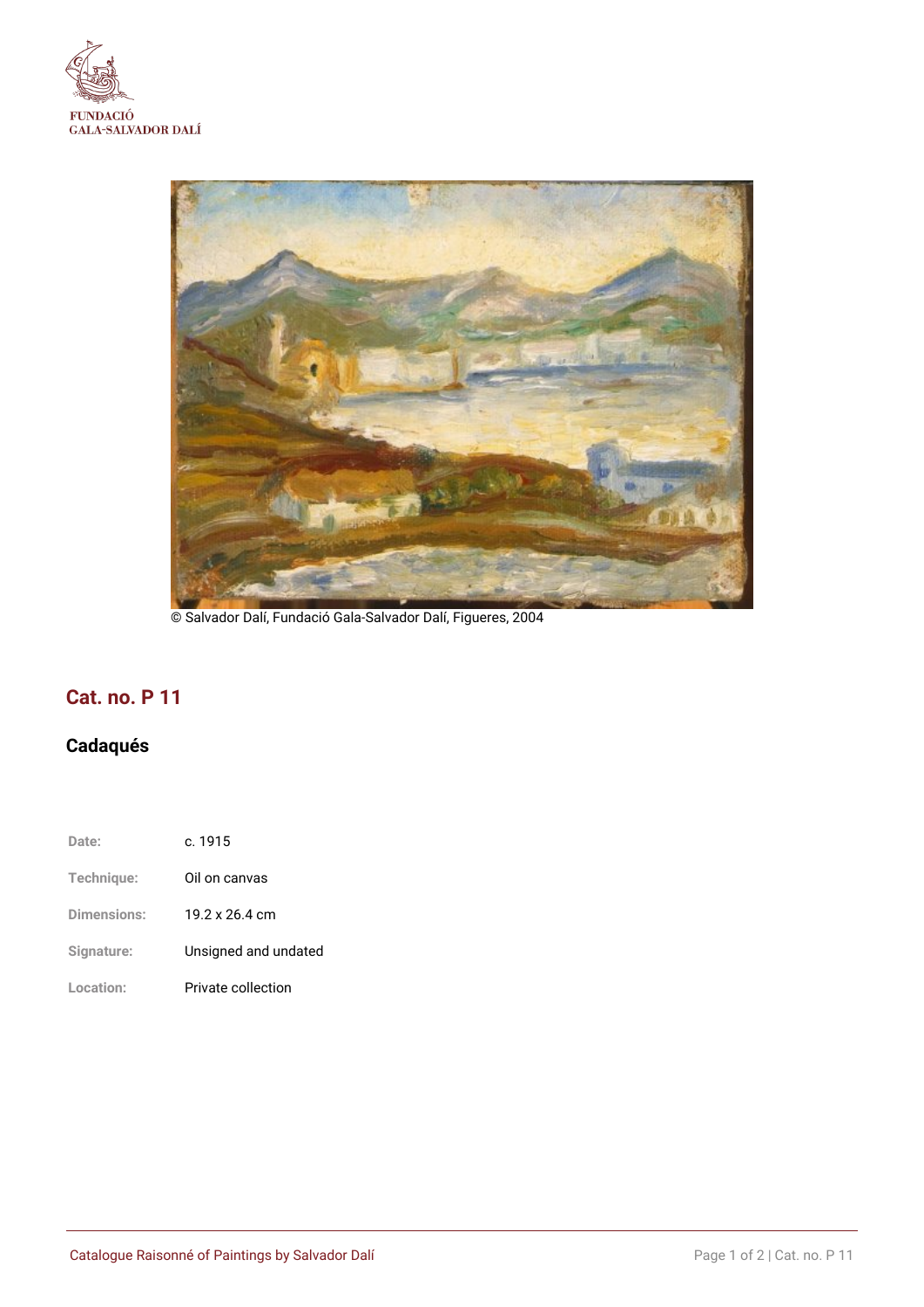FUNDACIÓ
GALA-SALVADOR DALÍ

© Salvador Dalí, Fundació Gala-Salvador Dalí, Figueres, 2004

## Cat. no. P 11

### Cadaqués

| | |
|---|---|
| Date: | c. 1915 |
| Technique: | Oil on canvas |
| Dimensions: | 19.2 x 26.4 cm |
| Signature: | Unsigned and undated |
| Location: | Private collection |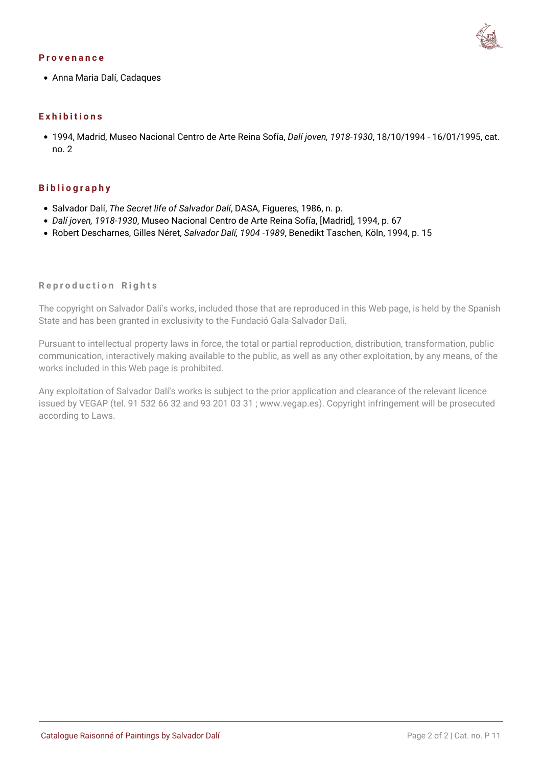## Provenance

- Anna Maria Dalí, Cadaques

## Exhibitions

- 1994, Madrid, Museo Nacional Centro de Arte Reina Sofía, *Dalí joven, 1918-1930*, 18/10/1994 - 16/01/1995, cat. no. 2

## Bibliography

- Salvador Dalí, *The Secret life of Salvador Dalí*, DASA, Figueres, 1986, n. p.
- *Dalí joven, 1918-1930*, Museo Nacional Centro de Arte Reina Sofía, [Madrid], 1994, p. 67
- Robert Descharnes, Gilles Néret, *Salvador Dalí, 1904 -1989*, Benedikt Taschen, Köln, 1994, p. 15

## Reproduction Rights

The copyright on Salvador Dalí's works, included those that are reproduced in this Web page, is held by the Spanish State and has been granted in exclusivity to the Fundació Gala-Salvador Dalí.

Pursuant to intellectual property laws in force, the total or partial reproduction, distribution, transformation, public communication, interactively making available to the public, as well as any other exploitation, by any means, of the works included in this Web page is prohibited.

Any exploitation of Salvador Dalí's works is subject to the prior application and clearance of the relevant licence issued by VEGAP (tel. 91 532 66 32 and 93 201 03 31 ; www.vegap.es). Copyright infringement will be prosecuted according to Laws.